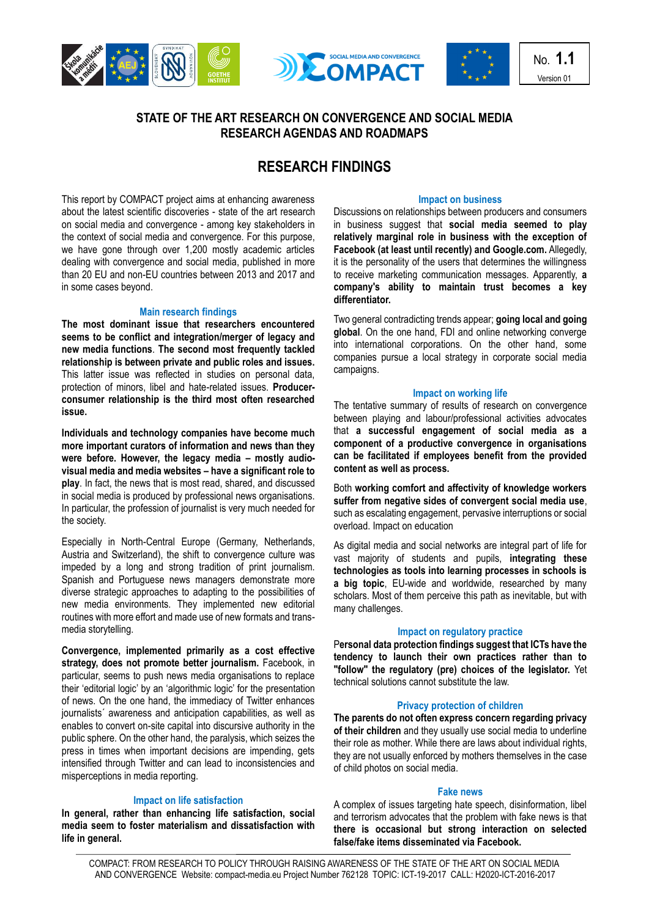No. **1.1**
Version 01

# STATE OF THE ART RESEARCH ON CONVERGENCE AND SOCIAL MEDIA RESEARCH AGENDAS AND ROADMAPS

## RESEARCH FINDINGS

This report by COMPACT project aims at enhancing awareness about the latest scientific discoveries - state of the art research on social media and convergence - among key stakeholders in the context of social media and convergence. For this purpose, we have gone through over 1,200 mostly academic articles dealing with convergence and social media, published in more than 20 EU and non-EU countries between 2013 and 2017 and in some cases beyond.

### Main research findings

**The most dominant issue that researchers encountered seems to be conflict and integration/merger of legacy and new media functions**. **The second most frequently tackled relationship is between private and public roles and issues.** This latter issue was reflected in studies on personal data, protection of minors, libel and hate-related issues. **Producer-consumer relationship is the third most often researched issue.**

**Individuals and technology companies have become much more important curators of information and news than they were before. However, the legacy media – mostly audio-visual media and media websites – have a significant role to play**. In fact, the news that is most read, shared, and discussed in social media is produced by professional news organisations. In particular, the profession of journalist is very much needed for the society.

Especially in North-Central Europe (Germany, Netherlands, Austria and Switzerland), the shift to convergence culture was impeded by a long and strong tradition of print journalism. Spanish and Portuguese news managers demonstrate more diverse strategic approaches to adapting to the possibilities of new media environments. They implemented new editorial routines with more effort and made use of new formats and trans-media storytelling.

**Convergence, implemented primarily as a cost effective strategy, does not promote better journalism.** Facebook, in particular, seems to push news media organisations to replace their 'editorial logic' by an 'algorithmic logic' for the presentation of news. On the one hand, the immediacy of Twitter enhances journalists´ awareness and anticipation capabilities, as well as enables to convert on-site capital into discursive authority in the public sphere. On the other hand, the paralysis, which seizes the press in times when important decisions are impending, gets intensified through Twitter and can lead to inconsistencies and misperceptions in media reporting.

### Impact on life satisfaction

**In general, rather than enhancing life satisfaction, social media seem to foster materialism and dissatisfaction with life in general.**

### Impact on business

Discussions on relationships between producers and consumers in business suggest that **social media seemed to play relatively marginal role in business with the exception of Facebook (at least until recently) and Google.com.** Allegedly, it is the personality of the users that determines the willingness to receive marketing communication messages. Apparently, **a company's ability to maintain trust becomes a key differentiator.**

Two general contradicting trends appear; **going local and going global**. On the one hand, FDI and online networking converge into international corporations. On the other hand, some companies pursue a local strategy in corporate social media campaigns.

### Impact on working life

The tentative summary of results of research on convergence between playing and labour/professional activities advocates that **a successful engagement of social media as a component of a productive convergence in organisations can be facilitated if employees benefit from the provided content as well as process.**

Both **working comfort and affectivity of knowledge workers suffer from negative sides of convergent social media use**, such as escalating engagement, pervasive interruptions or social overload. Impact on education

As digital media and social networks are integral part of life for vast majority of students and pupils, **integrating these technologies as tools into learning processes in schools is a big topic**, EU-wide and worldwide, researched by many scholars. Most of them perceive this path as inevitable, but with many challenges.

### Impact on regulatory practice

P**ersonal data protection findings suggest that ICTs have the tendency to launch their own practices rather than to "follow" the regulatory (pre) choices of the legislator.** Yet technical solutions cannot substitute the law.

### Privacy protection of children

**The parents do not often express concern regarding privacy of their children** and they usually use social media to underline their role as mother. While there are laws about individual rights, they are not usually enforced by mothers themselves in the case of child photos on social media.

### Fake news

A complex of issues targeting hate speech, disinformation, libel and terrorism advocates that the problem with fake news is that **there is occasional but strong interaction on selected false/fake items disseminated via Facebook.**

COMPACT: FROM RESEARCH TO POLICY THROUGH RAISING AWARENESS OF THE STATE OF THE ART ON SOCIAL MEDIA AND CONVERGENCE Website: compact-media.eu Project Number 762128 TOPIC: ICT-19-2017 CALL: H2020-ICT-2016-2017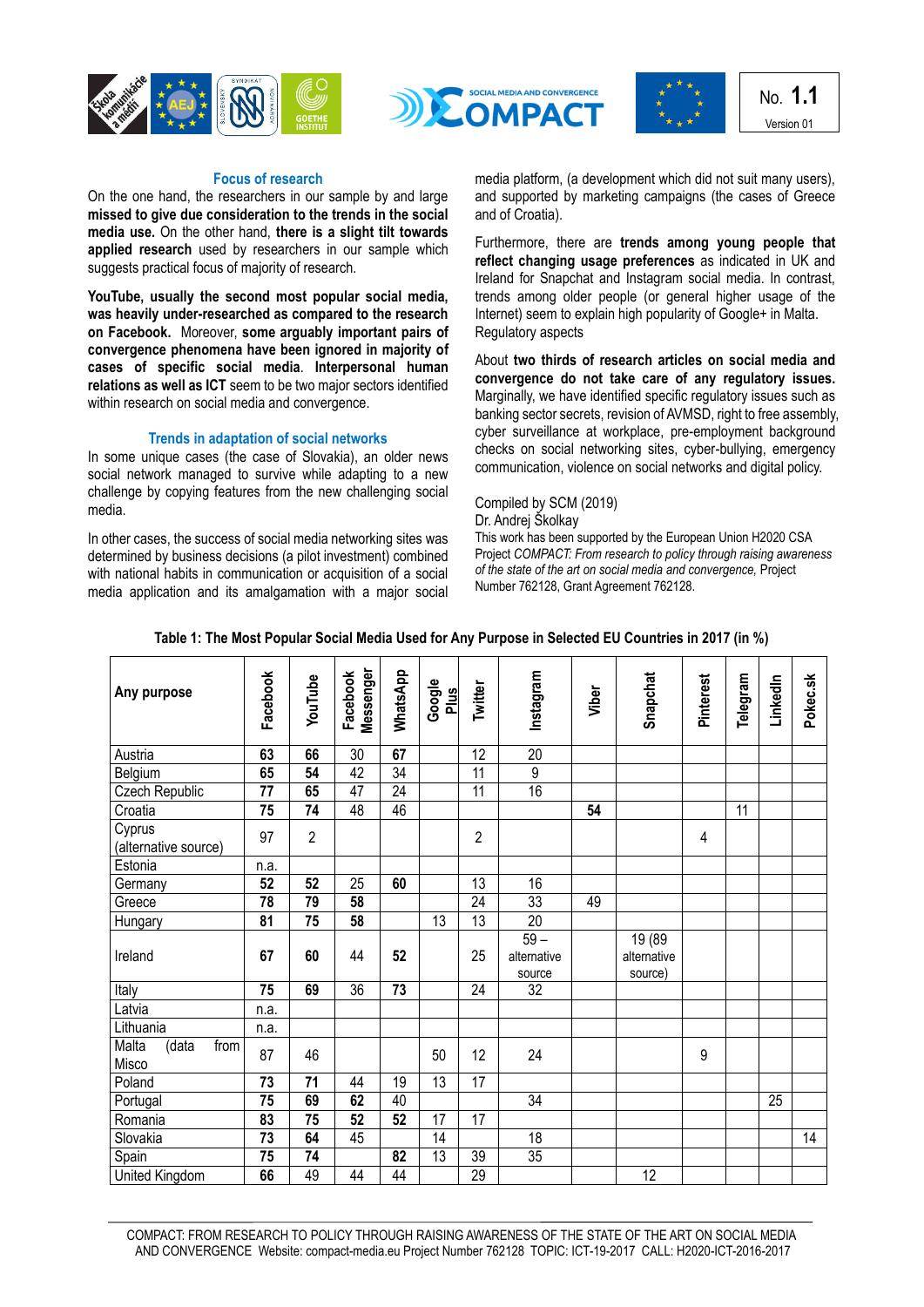### Focus of research

On the one hand, the researchers in our sample by and large **missed to give due consideration to the trends in the social media use.** On the other hand, **there is a slight tilt towards applied research** used by researchers in our sample which suggests practical focus of majority of research.

**YouTube, usually the second most popular social media, was heavily under-researched as compared to the research on Facebook.** Moreover, **some arguably important pairs of convergence phenomena have been ignored in majority of cases of specific social media**. **Interpersonal human relations as well as ICT** seem to be two major sectors identified within research on social media and convergence.

### Trends in adaptation of social networks

In some unique cases (the case of Slovakia), an older news social network managed to survive while adapting to a new challenge by copying features from the new challenging social media.

In other cases, the success of social media networking sites was determined by business decisions (a pilot investment) combined with national habits in communication or acquisition of a social media application and its amalgamation with a major social media platform, (a development which did not suit many users), and supported by marketing campaigns (the cases of Greece and of Croatia).

Furthermore, there are **trends among young people that reflect changing usage preferences** as indicated in UK and Ireland for Snapchat and Instagram social media. In contrast, trends among older people (or general higher usage of the Internet) seem to explain high popularity of Google+ in Malta.

Regulatory aspects

About **two thirds of research articles on social media and convergence do not take care of any regulatory issues.** Marginally, we have identified specific regulatory issues such as banking sector secrets, revision of AVMSD, right to free assembly, cyber surveillance at workplace, pre-employment background checks on social networking sites, cyber-bullying, emergency communication, violence on social networks and digital policy.

Compiled by SCM (2019)

Dr. Andrej Školkay

This work has been supported by the European Union H2020 CSA Project *COMPACT: From research to policy through raising awareness of the state of the art on social media and convergence*, Project Number 762128, Grant Agreement 762128.

**Table 1: The Most Popular Social Media Used for Any Purpose in Selected EU Countries in 2017 (in %)**

| Any purpose | Facebook | YouTube | Facebook Messenger | WhatsApp | Google Plus | Twitter | Instagram | Viber | Snapchat | Pinterest | Telegram | LinkedIn | Pokec.sk |
|---|---|---|---|---|---|---|---|---|---|---|---|---|---|
| Austria | **63** | **66** | 30 | **67** | | 12 | 20 | | | | | | |
| Belgium | **65** | **54** | 42 | 34 | | 11 | 9 | | | | | | |
| Czech Republic | **77** | **65** | 47 | 24 | | 11 | 16 | | | | | | |
| Croatia | **75** | **74** | 48 | 46 | | | | **54** | | | 11 | | |
| Cyprus (alternative source) | 97 | 2 | | | | 2 | | | | 4 | | | |
| Estonia | n.a. | | | | | | | | | | | | |
| Germany | **52** | **52** | 25 | **60** | | 13 | 16 | | | | | | |
| Greece | **78** | **79** | **58** | | | 24 | 33 | 49 | | | | | |
| Hungary | **81** | **75** | **58** | | 13 | 13 | 20 | | | | | | |
| Ireland | **67** | **60** | 44 | **52** | | 25 | 59 – alternative source | | 19 (89 alternative source) | | | | |
| Italy | **75** | **69** | 36 | **73** | | 24 | 32 | | | | | | |
| Latvia | n.a. | | | | | | | | | | | | |
| Lithuania | n.a. | | | | | | | | | | | | |
| Malta (data from Misco | 87 | 46 | | | 50 | 12 | 24 | | | 9 | | | |
| Poland | **73** | **71** | 44 | 19 | 13 | 17 | | | | | | | |
| Portugal | **75** | **69** | **62** | 40 | | | 34 | | | | | 25 | |
| Romania | **83** | **75** | **52** | **52** | 17 | 17 | | | | | | | |
| Slovakia | **73** | **64** | 45 | | 14 | | 18 | | | | | | 14 |
| Spain | **75** | **74** | | **82** | 13 | 39 | 35 | | | | | | |
| United Kingdom | **66** | 49 | 44 | 44 | | 29 | | | 12 | | | | |